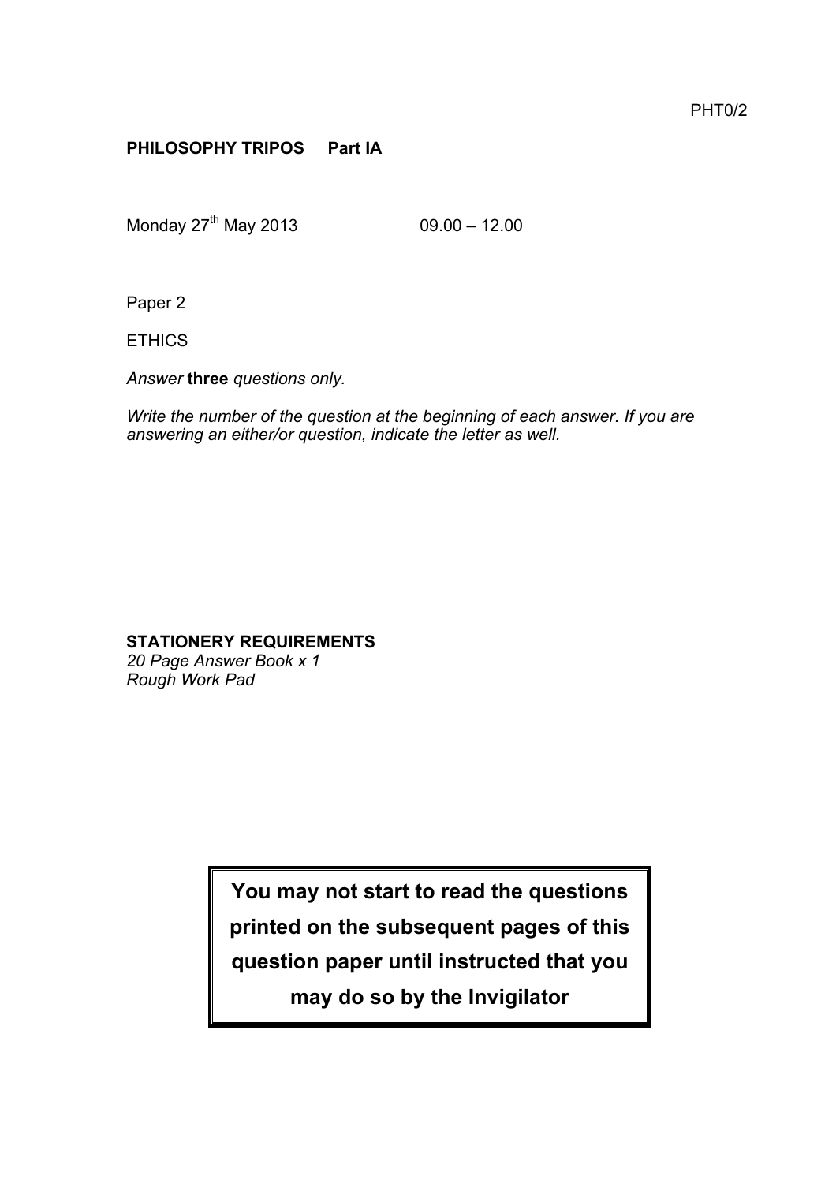PHT0/2

**PHILOSOPHY TRIPOS Part IA**

---

Monday 27th May 2013 09.00 – 12.00

---

Paper 2

ETHICS

*Answer* **three** *questions only.*

*Write the number of the question at the beginning of each answer. If you are answering an either/or question, indicate the letter as well.*

**STATIONERY REQUIREMENTS**
*20 Page Answer Book x 1*
*Rough Work Pad*

**You may not start to read the questions printed on the subsequent pages of this question paper until instructed that you may do so by the Invigilator**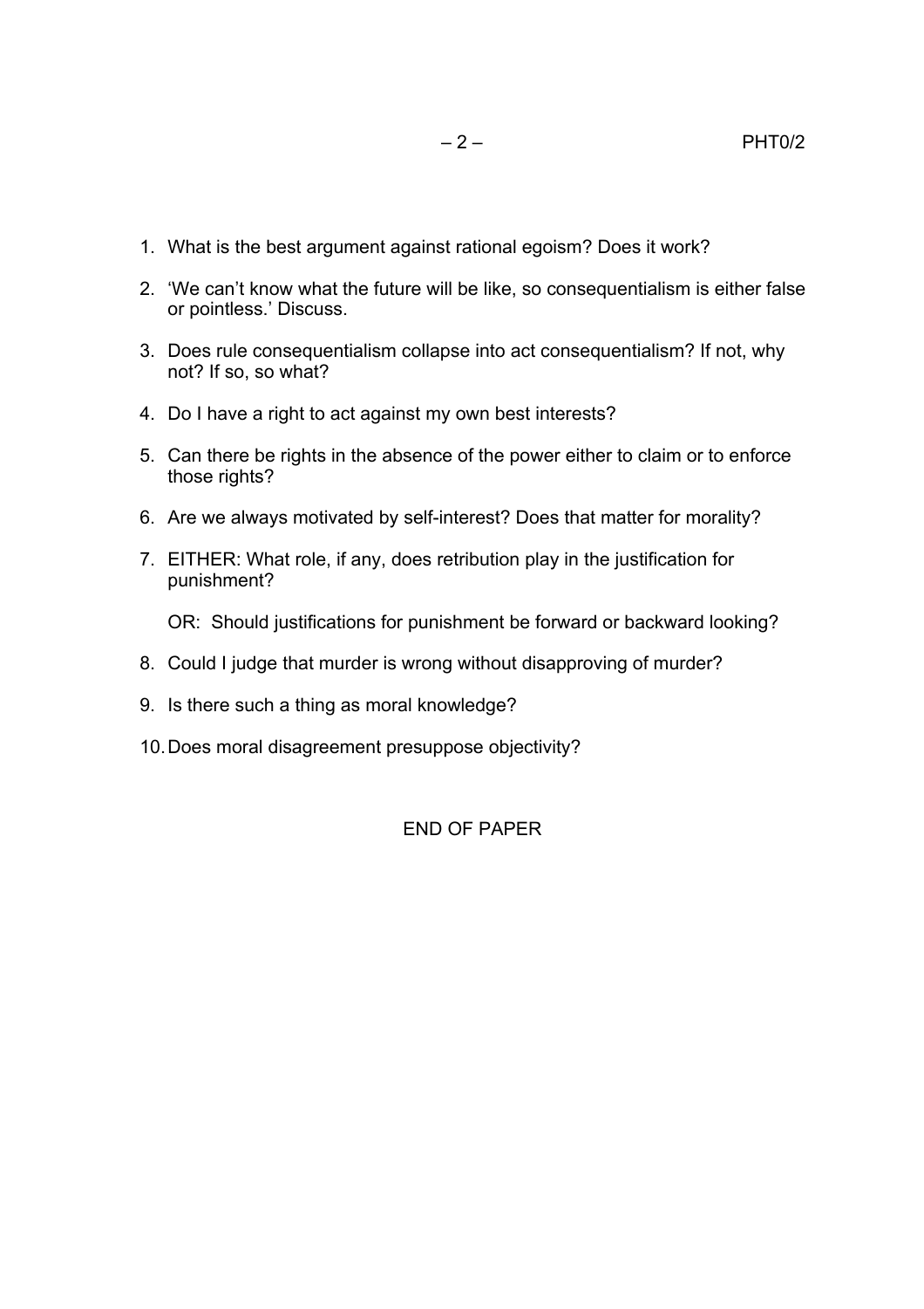1. What is the best argument against rational egoism? Does it work?
2. 'We can't know what the future will be like, so consequentialism is either false or pointless.' Discuss.
3. Does rule consequentialism collapse into act consequentialism? If not, why not? If so, so what?
4. Do I have a right to act against my own best interests?
5. Can there be rights in the absence of the power either to claim or to enforce those rights?
6. Are we always motivated by self-interest? Does that matter for morality?
7. EITHER: What role, if any, does retribution play in the justification for punishment?

   OR: Should justifications for punishment be forward or backward looking?
8. Could I judge that murder is wrong without disapproving of murder?
9. Is there such a thing as moral knowledge?
10. Does moral disagreement presuppose objectivity?

END OF PAPER